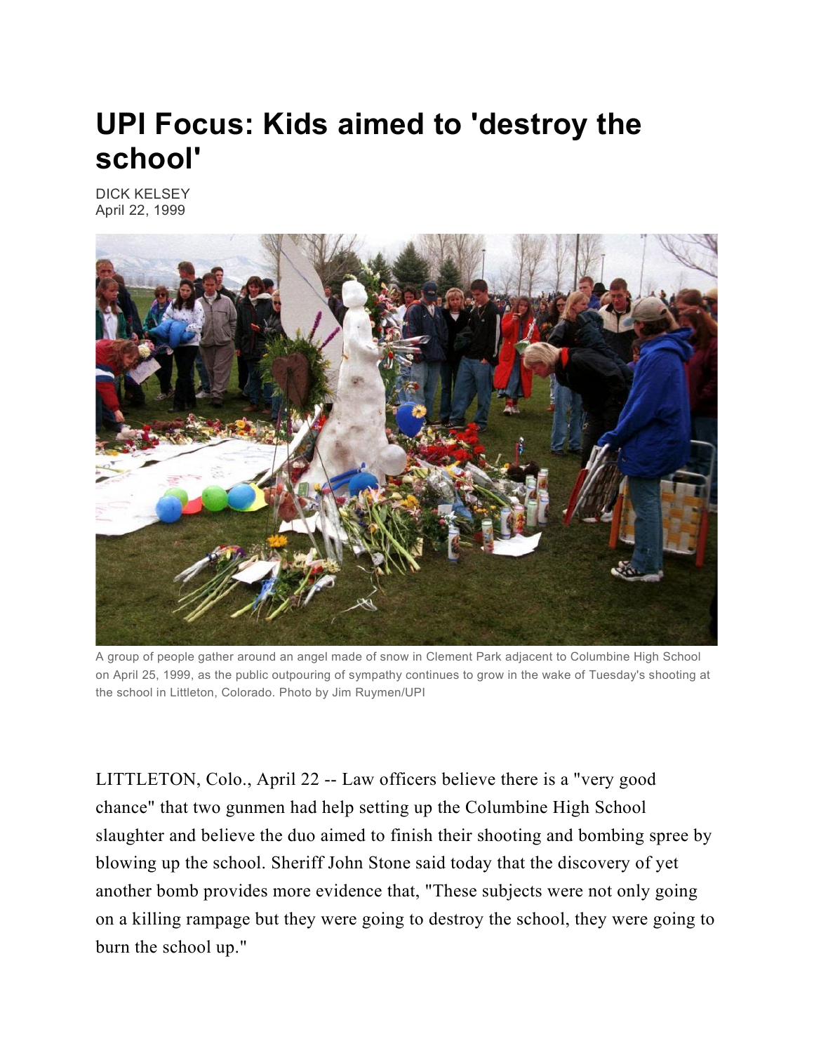# UPI Focus: Kids aimed to 'destroy the school'

DICK KELSEY
April 22, 1999

A group of people gather around an angel made of snow in Clement Park adjacent to Columbine High School on April 25, 1999, as the public outpouring of sympathy continues to grow in the wake of Tuesday's shooting at the school in Littleton, Colorado. Photo by Jim Ruymen/UPI

LITTLETON, Colo., April 22 -- Law officers believe there is a "very good chance" that two gunmen had help setting up the Columbine High School slaughter and believe the duo aimed to finish their shooting and bombing spree by blowing up the school. Sheriff John Stone said today that the discovery of yet another bomb provides more evidence that, "These subjects were not only going on a killing rampage but they were going to destroy the school, they were going to burn the school up."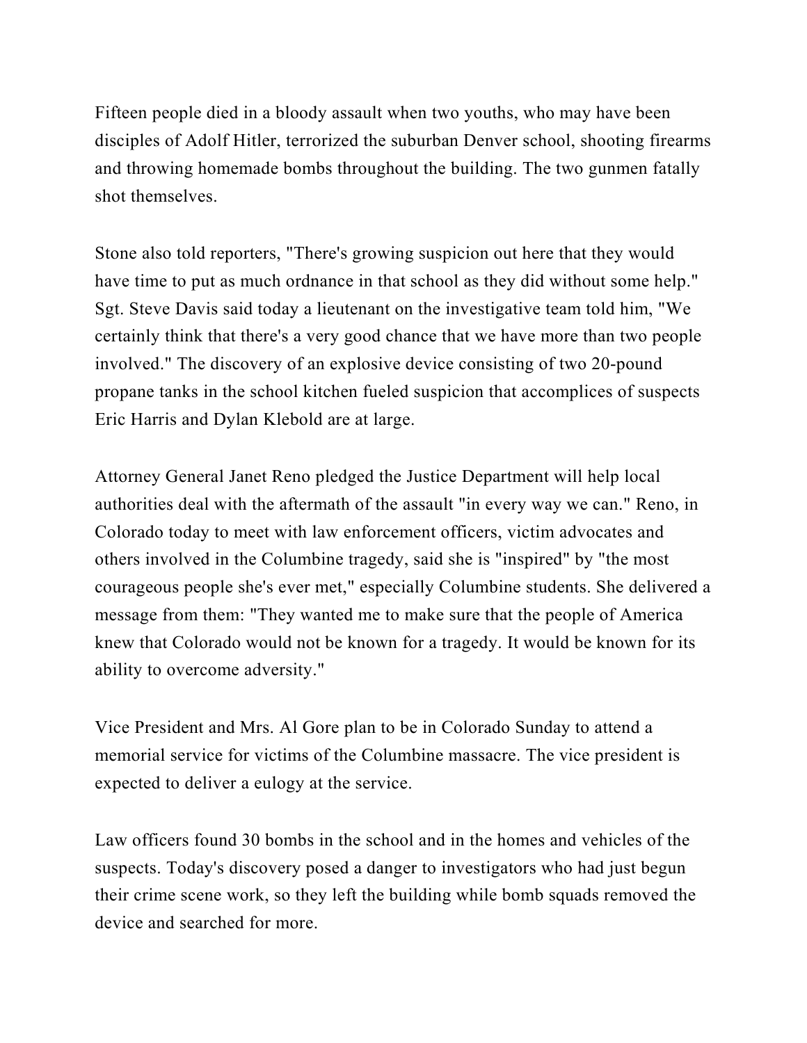Fifteen people died in a bloody assault when two youths, who may have been disciples of Adolf Hitler, terrorized the suburban Denver school, shooting firearms and throwing homemade bombs throughout the building. The two gunmen fatally shot themselves.

Stone also told reporters, "There's growing suspicion out here that they would have time to put as much ordnance in that school as they did without some help." Sgt. Steve Davis said today a lieutenant on the investigative team told him, "We certainly think that there's a very good chance that we have more than two people involved." The discovery of an explosive device consisting of two 20-pound propane tanks in the school kitchen fueled suspicion that accomplices of suspects Eric Harris and Dylan Klebold are at large.

Attorney General Janet Reno pledged the Justice Department will help local authorities deal with the aftermath of the assault "in every way we can." Reno, in Colorado today to meet with law enforcement officers, victim advocates and others involved in the Columbine tragedy, said she is "inspired" by "the most courageous people she's ever met," especially Columbine students. She delivered a message from them: "They wanted me to make sure that the people of America knew that Colorado would not be known for a tragedy. It would be known for its ability to overcome adversity."

Vice President and Mrs. Al Gore plan to be in Colorado Sunday to attend a memorial service for victims of the Columbine massacre. The vice president is expected to deliver a eulogy at the service.

Law officers found 30 bombs in the school and in the homes and vehicles of the suspects. Today's discovery posed a danger to investigators who had just begun their crime scene work, so they left the building while bomb squads removed the device and searched for more.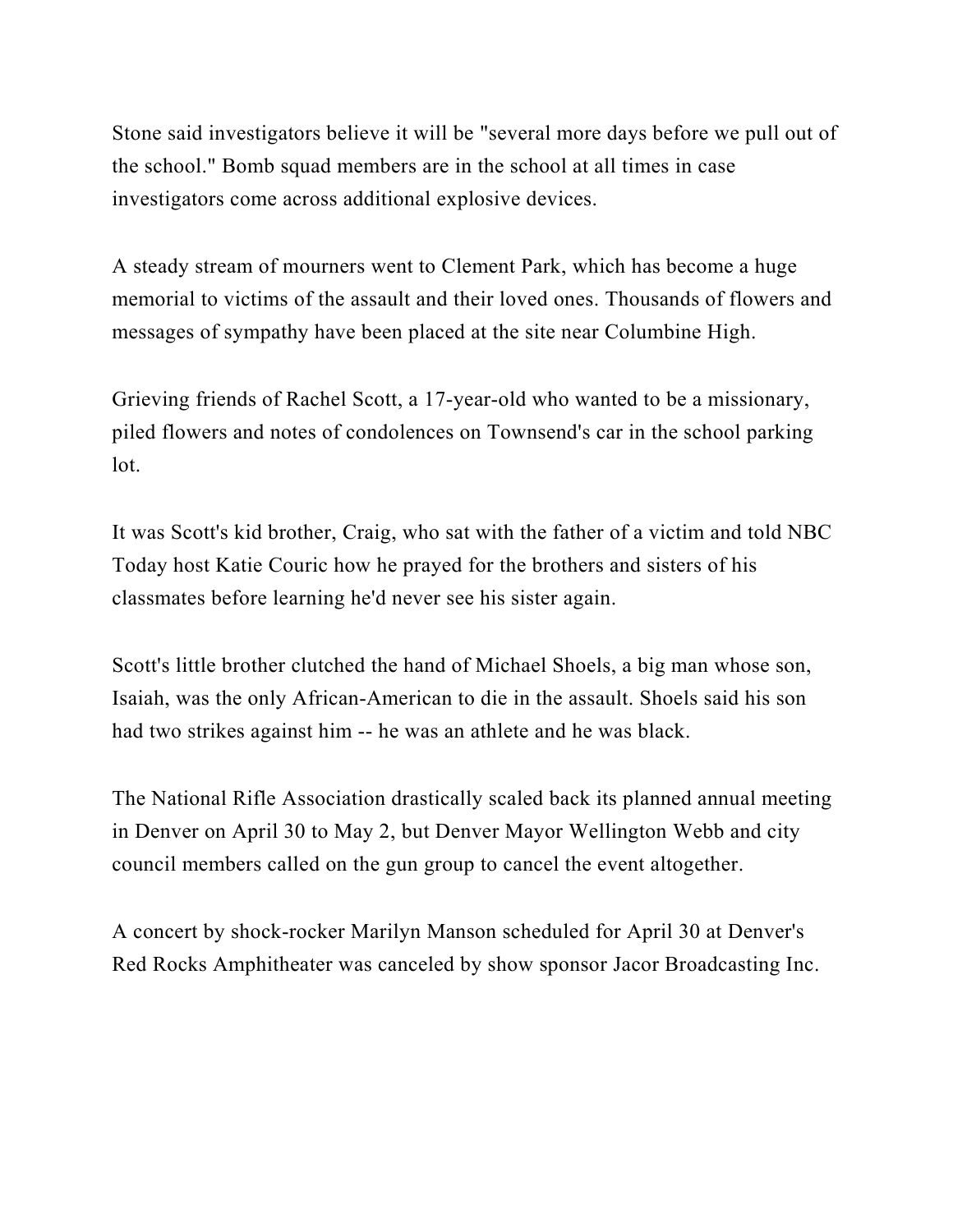Stone said investigators believe it will be "several more days before we pull out of the school." Bomb squad members are in the school at all times in case investigators come across additional explosive devices.

A steady stream of mourners went to Clement Park, which has become a huge memorial to victims of the assault and their loved ones. Thousands of flowers and messages of sympathy have been placed at the site near Columbine High.

Grieving friends of Rachel Scott, a 17-year-old who wanted to be a missionary, piled flowers and notes of condolences on Townsend's car in the school parking lot.

It was Scott's kid brother, Craig, who sat with the father of a victim and told NBC Today host Katie Couric how he prayed for the brothers and sisters of his classmates before learning he'd never see his sister again.

Scott's little brother clutched the hand of Michael Shoels, a big man whose son, Isaiah, was the only African-American to die in the assault. Shoels said his son had two strikes against him -- he was an athlete and he was black.

The National Rifle Association drastically scaled back its planned annual meeting in Denver on April 30 to May 2, but Denver Mayor Wellington Webb and city council members called on the gun group to cancel the event altogether.

A concert by shock-rocker Marilyn Manson scheduled for April 30 at Denver's Red Rocks Amphitheater was canceled by show sponsor Jacor Broadcasting Inc.